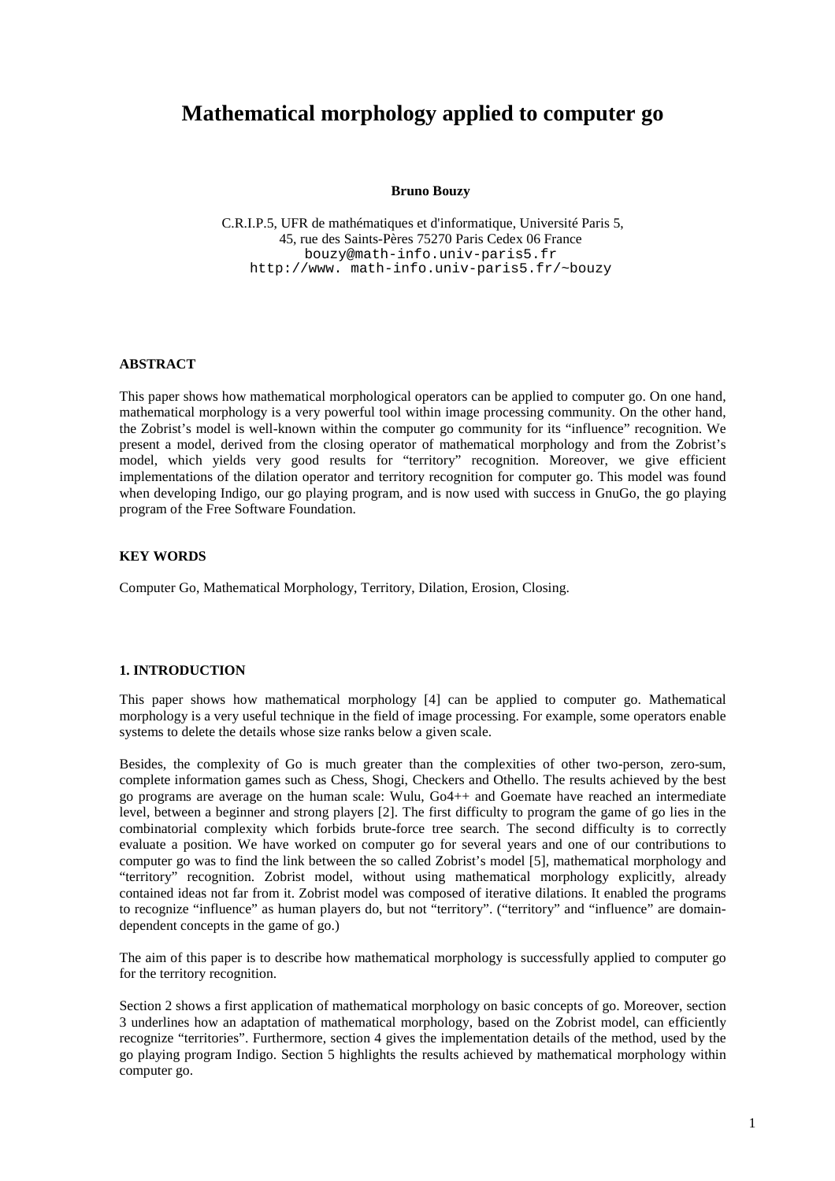# Mathematical morphology applied to computer go

**Bruno Bouzy**

C.R.I.P.5, UFR de mathématiques et d'informatique, Université Paris 5,
45, rue des Saints-Pères 75270 Paris Cedex 06 France
bouzy@math-info.univ-paris5.fr
http://www. math-info.univ-paris5.fr/~bouzy

### ABSTRACT

This paper shows how mathematical morphological operators can be applied to computer go. On one hand, mathematical morphology is a very powerful tool within image processing community. On the other hand, the Zobrist's model is well-known within the computer go community for its "influence" recognition. We present a model, derived from the closing operator of mathematical morphology and from the Zobrist's model, which yields very good results for "territory" recognition. Moreover, we give efficient implementations of the dilation operator and territory recognition for computer go. This model was found when developing Indigo, our go playing program, and is now used with success in GnuGo, the go playing program of the Free Software Foundation.

### KEY WORDS

Computer Go, Mathematical Morphology, Territory, Dilation, Erosion, Closing.

## 1. INTRODUCTION

This paper shows how mathematical morphology [4] can be applied to computer go. Mathematical morphology is a very useful technique in the field of image processing. For example, some operators enable systems to delete the details whose size ranks below a given scale.

Besides, the complexity of Go is much greater than the complexities of other two-person, zero-sum, complete information games such as Chess, Shogi, Checkers and Othello. The results achieved by the best go programs are average on the human scale: Wulu, Go4++ and Goemate have reached an intermediate level, between a beginner and strong players [2]. The first difficulty to program the game of go lies in the combinatorial complexity which forbids brute-force tree search. The second difficulty is to correctly evaluate a position. We have worked on computer go for several years and one of our contributions to computer go was to find the link between the so called Zobrist's model [5], mathematical morphology and "territory" recognition. Zobrist model, without using mathematical morphology explicitly, already contained ideas not far from it. Zobrist model was composed of iterative dilations. It enabled the programs to recognize "influence" as human players do, but not "territory". ("territory" and "influence" are domain-dependent concepts in the game of go.)

The aim of this paper is to describe how mathematical morphology is successfully applied to computer go for the territory recognition.

Section 2 shows a first application of mathematical morphology on basic concepts of go. Moreover, section 3 underlines how an adaptation of mathematical morphology, based on the Zobrist model, can efficiently recognize "territories". Furthermore, section 4 gives the implementation details of the method, used by the go playing program Indigo. Section 5 highlights the results achieved by mathematical morphology within computer go.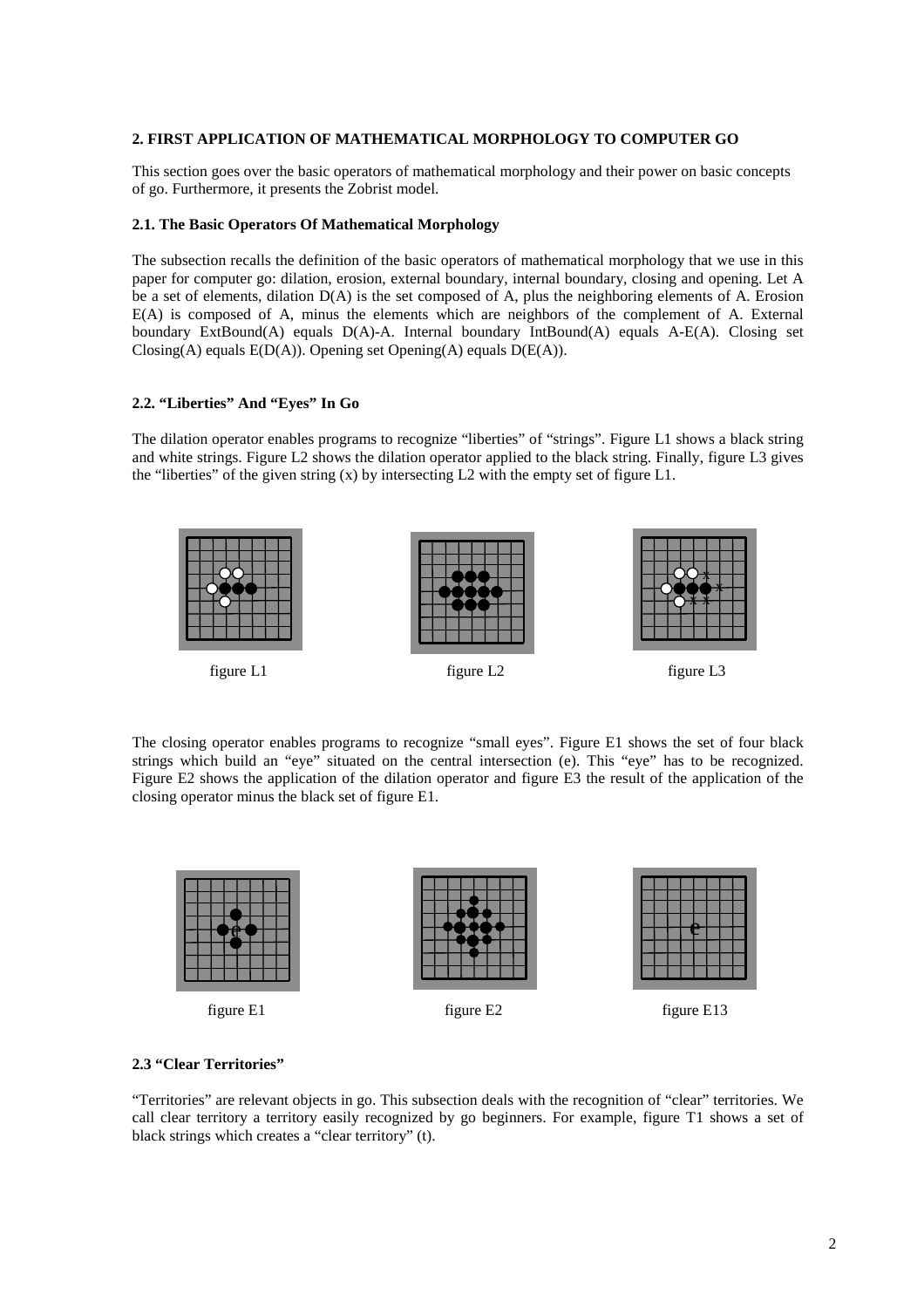## 2. FIRST APPLICATION OF MATHEMATICAL MORPHOLOGY TO COMPUTER GO

This section goes over the basic operators of mathematical morphology and their power on basic concepts of go. Furthermore, it presents the Zobrist model.

### 2.1. The Basic Operators Of Mathematical Morphology

The subsection recalls the definition of the basic operators of mathematical morphology that we use in this paper for computer go: dilation, erosion, external boundary, internal boundary, closing and opening. Let A be a set of elements, dilation D(A) is the set composed of A, plus the neighboring elements of A. Erosion E(A) is composed of A, minus the elements which are neighbors of the complement of A. External boundary ExtBound(A) equals D(A)-A. Internal boundary IntBound(A) equals A-E(A). Closing set Closing(A) equals E(D(A)). Opening set Opening(A) equals D(E(A)).

### 2.2. "Liberties" And "Eyes" In Go

The dilation operator enables programs to recognize "liberties" of "strings". Figure L1 shows a black string and white strings. Figure L2 shows the dilation operator applied to the black string. Finally, figure L3 gives the "liberties" of the given string (x) by intersecting L2 with the empty set of figure L1.

figure L1 figure L2 figure L3

The closing operator enables programs to recognize "small eyes". Figure E1 shows the set of four black strings which build an "eye" situated on the central intersection (e). This "eye" has to be recognized. Figure E2 shows the application of the dilation operator and figure E3 the result of the application of the closing operator minus the black set of figure E1.

figure E1 figure E2 figure E13

### 2.3 "Clear Territories"

"Territories" are relevant objects in go. This subsection deals with the recognition of "clear" territories. We call clear territory a territory easily recognized by go beginners. For example, figure T1 shows a set of black strings which creates a "clear territory" (t).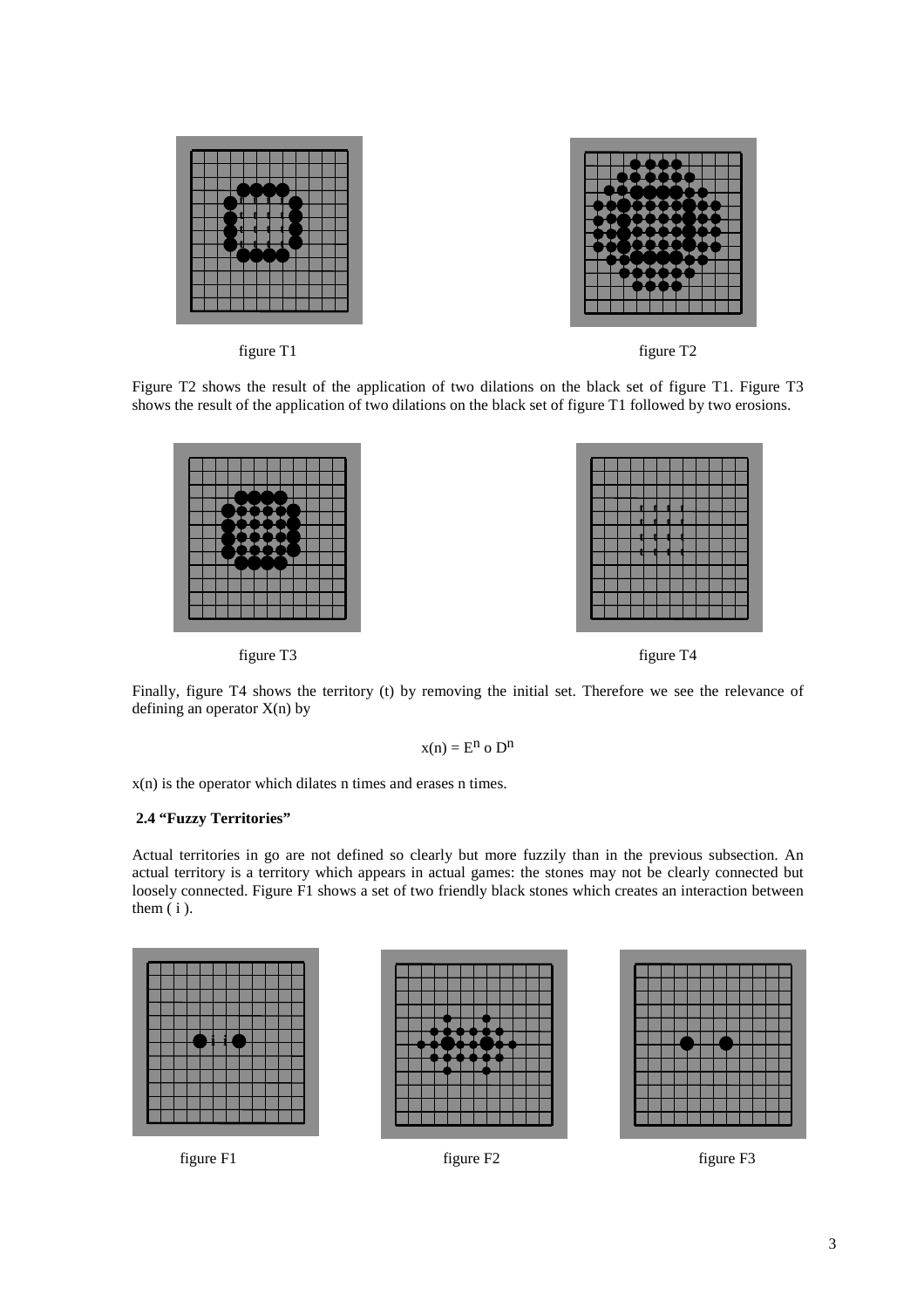figure T1

figure T2

Figure T2 shows the result of the application of two dilations on the black set of figure T1. Figure T3 shows the result of the application of two dilations on the black set of figure T1 followed by two erosions.

figure T3

figure T4

Finally, figure T4 shows the territory (t) by removing the initial set. Therefore we see the relevance of defining an operator X(n) by

$$x(n) = E^n \circ D^n$$

x(n) is the operator which dilates n times and erases n times.

### 2.4 "Fuzzy Territories"

Actual territories in go are not defined so clearly but more fuzzily than in the previous subsection. An actual territory is a territory which appears in actual games: the stones may not be clearly connected but loosely connected. Figure F1 shows a set of two friendly black stones which creates an interaction between them ( i ).

figure F1

figure F2

figure F3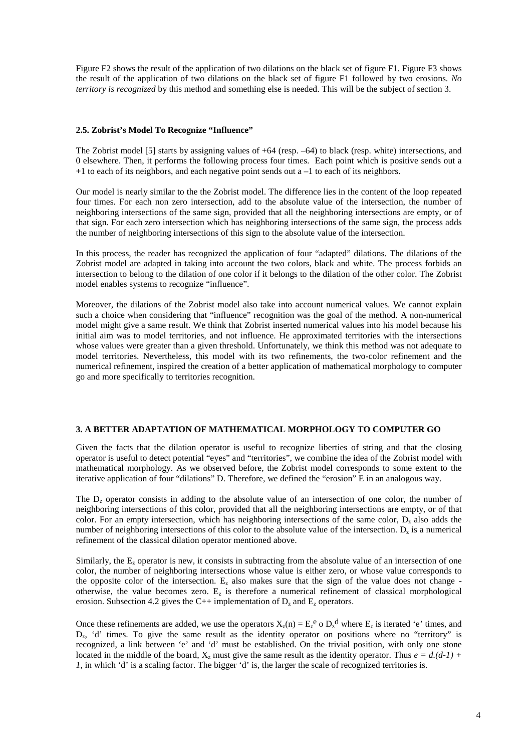Figure F2 shows the result of the application of two dilations on the black set of figure F1. Figure F3 shows the result of the application of two dilations on the black set of figure F1 followed by two erosions. *No territory is recognized* by this method and something else is needed. This will be the subject of section 3.

### 2.5. Zobrist's Model To Recognize "Influence"

The Zobrist model [5] starts by assigning values of +64 (resp. –64) to black (resp. white) intersections, and 0 elsewhere. Then, it performs the following process four times. Each point which is positive sends out a +1 to each of its neighbors, and each negative point sends out a –1 to each of its neighbors.

Our model is nearly similar to the the Zobrist model. The difference lies in the content of the loop repeated four times. For each non zero intersection, add to the absolute value of the intersection, the number of neighboring intersections of the same sign, provided that all the neighboring intersections are empty, or of that sign. For each zero intersection which has neighboring intersections of the same sign, the process adds the number of neighboring intersections of this sign to the absolute value of the intersection.

In this process, the reader has recognized the application of four "adapted" dilations. The dilations of the Zobrist model are adapted in taking into account the two colors, black and white. The process forbids an intersection to belong to the dilation of one color if it belongs to the dilation of the other color. The Zobrist model enables systems to recognize "influence".

Moreover, the dilations of the Zobrist model also take into account numerical values. We cannot explain such a choice when considering that "influence" recognition was the goal of the method. A non-numerical model might give a same result. We think that Zobrist inserted numerical values into his model because his initial aim was to model territories, and not influence. He approximated territories with the intersections whose values were greater than a given threshold. Unfortunately, we think this method was not adequate to model territories. Nevertheless, this model with its two refinements, the two-color refinement and the numerical refinement, inspired the creation of a better application of mathematical morphology to computer go and more specifically to territories recognition.

## 3. A BETTER ADAPTATION OF MATHEMATICAL MORPHOLOGY TO COMPUTER GO

Given the facts that the dilation operator is useful to recognize liberties of string and that the closing operator is useful to detect potential "eyes" and "territories", we combine the idea of the Zobrist model with mathematical morphology. As we observed before, the Zobrist model corresponds to some extent to the iterative application of four "dilations" D. Therefore, we defined the "erosion" E in an analogous way.

The $D_z$ operator consists in adding to the absolute value of an intersection of one color, the number of neighboring intersections of this color, provided that all the neighboring intersections are empty, or of that color. For an empty intersection, which has neighboring intersections of the same color, $D_z$ also adds the number of neighboring intersections of this color to the absolute value of the intersection. $D_z$ is a numerical refinement of the classical dilation operator mentioned above.

Similarly, the $E_z$ operator is new, it consists in subtracting from the absolute value of an intersection of one color, the number of neighboring intersections whose value is either zero, or whose value corresponds to the opposite color of the intersection. $E_z$ also makes sure that the sign of the value does not change - otherwise, the value becomes zero. $E_z$ is therefore a numerical refinement of classical morphological erosion. Subsection 4.2 gives the C++ implementation of $D_z$ and $E_z$ operators.

Once these refinements are added, we use the operators $X_z(n) = E_z^e \circ D_z^d$ where $E_z$ is iterated 'e' times, and $D_z$, 'd' times. To give the same result as the identity operator on positions where no "territory" is recognized, a link between 'e' and 'd' must be established. On the trivial position, with only one stone located in the middle of the board, $X_z$ must give the same result as the identity operator. Thus $e = d.(d-1) + 1$, in which 'd' is a scaling factor. The bigger 'd' is, the larger the scale of recognized territories is.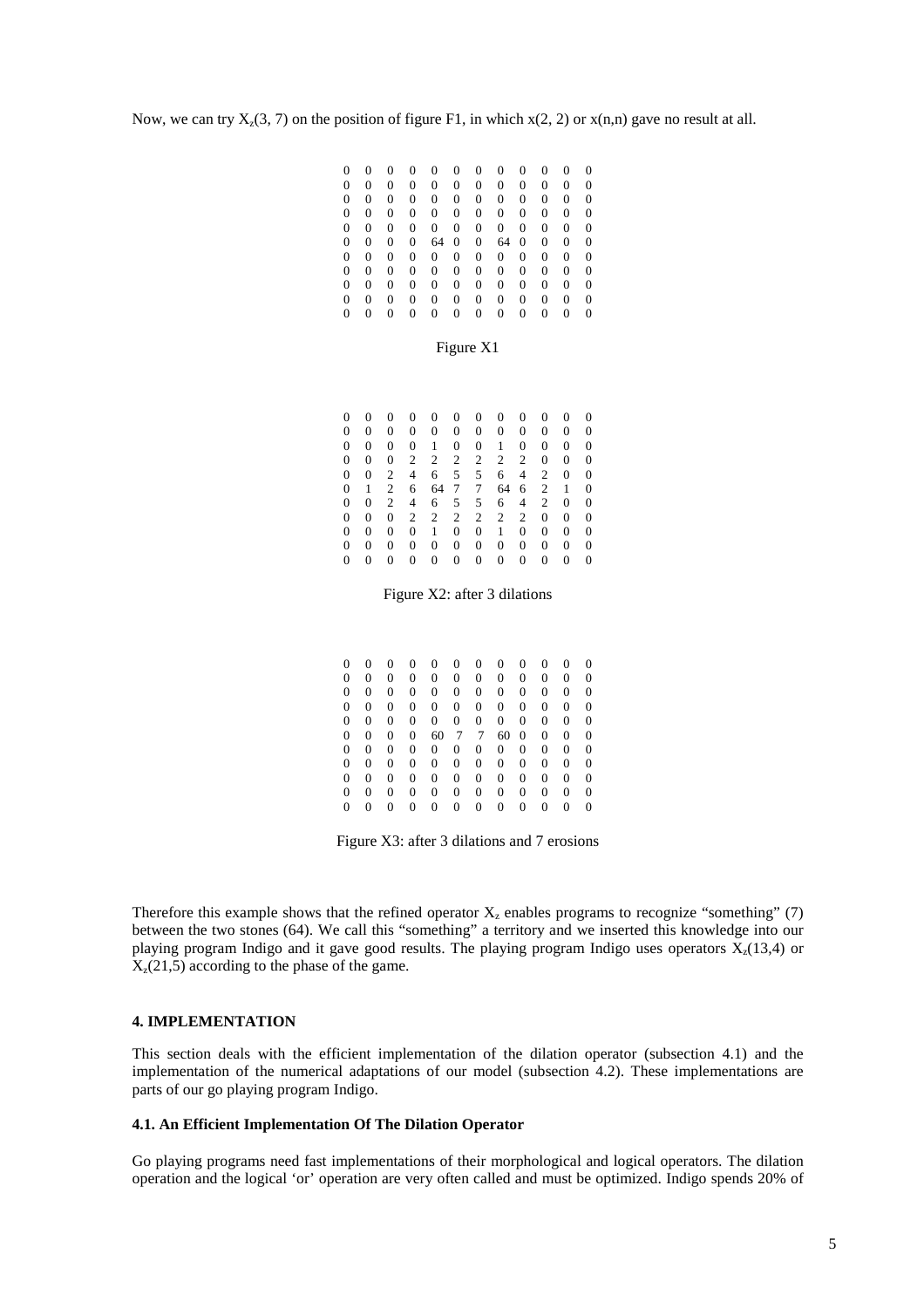Now, we can try $X_z(3, 7)$ on the position of figure F1, in which $x(2, 2)$ or $x(n,n)$ gave no result at all.

```
0  0  0  0  0  0  0  0  0  0  0  0
0  0  0  0  0  0  0  0  0  0  0  0
0  0  0  0  0  0  0  0  0  0  0  0
0  0  0  0  0  0  0  0  0  0  0  0
0  0  0  0  0  0  0  0  0  0  0  0
0  0  0  0  64 0  0  64 0  0  0  0
0  0  0  0  0  0  0  0  0  0  0  0
0  0  0  0  0  0  0  0  0  0  0  0
0  0  0  0  0  0  0  0  0  0  0  0
0  0  0  0  0  0  0  0  0  0  0  0
0  0  0  0  0  0  0  0  0  0  0  0
```

Figure X1

```
0  0  0  0  0  0  0  0  0  0  0  0
0  0  0  0  0  0  0  0  0  0  0  0
0  0  0  0  1  0  0  1  0  0  0  0
0  0  0  2  2  2  2  2  2  0  0  0
0  0  2  4  6  5  5  6  4  2  0  0
0  1  2  6  64 7  7  64 6  2  1  0
0  0  2  4  6  5  5  6  4  2  0  0
0  0  0  2  2  2  2  2  2  0  0  0
0  0  0  0  1  0  0  1  0  0  0  0
0  0  0  0  0  0  0  0  0  0  0  0
0  0  0  0  0  0  0  0  0  0  0  0
```

Figure X2: after 3 dilations

```
0  0  0  0  0  0  0  0  0  0  0  0
0  0  0  0  0  0  0  0  0  0  0  0
0  0  0  0  0  0  0  0  0  0  0  0
0  0  0  0  0  0  0  0  0  0  0  0
0  0  0  0  0  0  0  0  0  0  0  0
0  0  0  0  60 7  7  60 0  0  0  0
0  0  0  0  0  0  0  0  0  0  0  0
0  0  0  0  0  0  0  0  0  0  0  0
0  0  0  0  0  0  0  0  0  0  0  0
0  0  0  0  0  0  0  0  0  0  0  0
0  0  0  0  0  0  0  0  0  0  0  0
```

Figure X3: after 3 dilations and 7 erosions

Therefore this example shows that the refined operator $X_z$ enables programs to recognize "something" (7) between the two stones (64). We call this "something" a territory and we inserted this knowledge into our playing program Indigo and it gave good results. The playing program Indigo uses operators $X_z(13,4)$ or $X_z(21,5)$ according to the phase of the game.

## 4. IMPLEMENTATION

This section deals with the efficient implementation of the dilation operator (subsection 4.1) and the implementation of the numerical adaptations of our model (subsection 4.2). These implementations are parts of our go playing program Indigo.

### 4.1. An Efficient Implementation Of The Dilation Operator

Go playing programs need fast implementations of their morphological and logical operators. The dilation operation and the logical 'or' operation are very often called and must be optimized. Indigo spends 20% of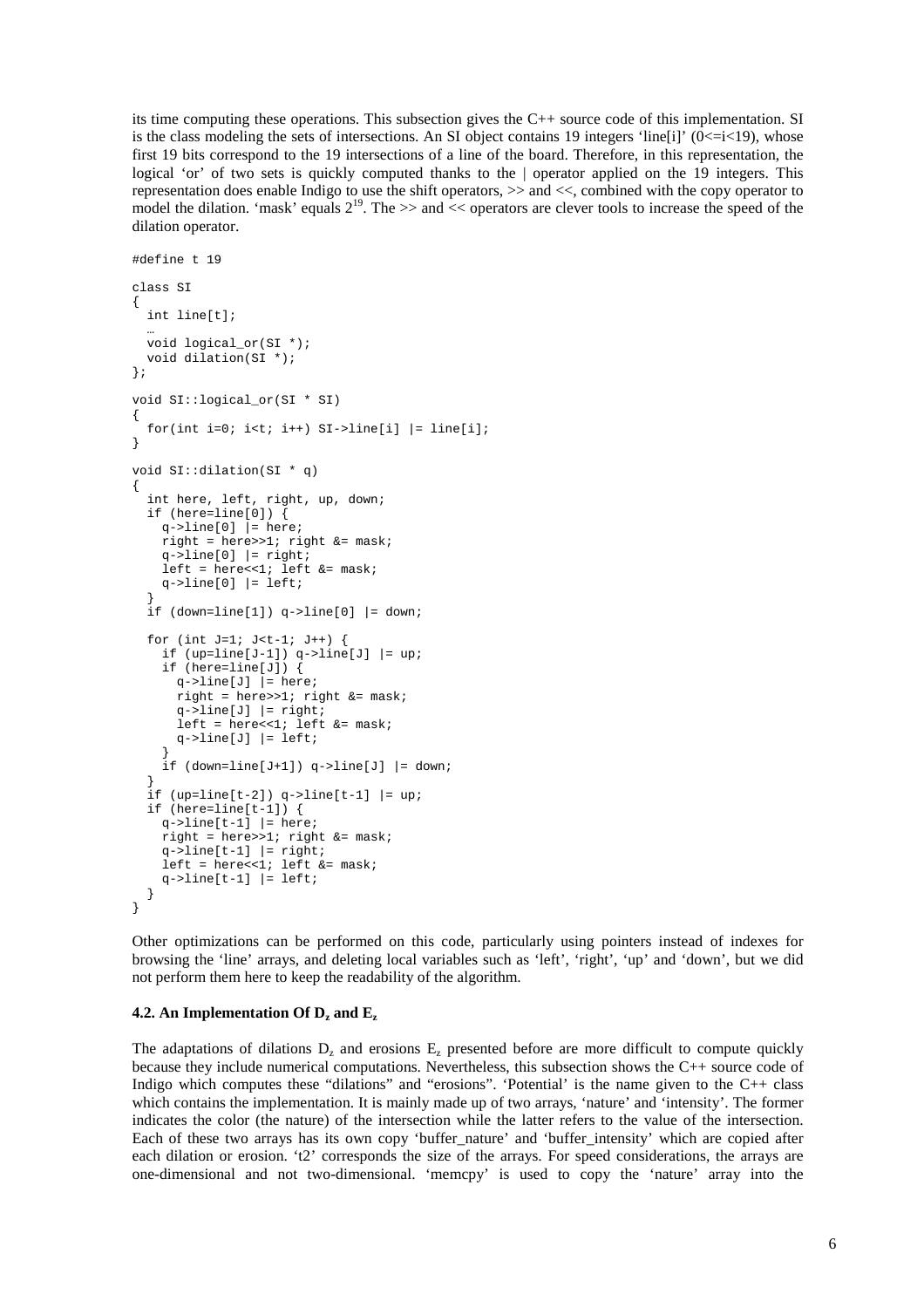its time computing these operations. This subsection gives the C++ source code of this implementation. SI is the class modeling the sets of intersections. An SI object contains 19 integers 'line[i]' (0<=i<19), whose first 19 bits correspond to the 19 intersections of a line of the board. Therefore, in this representation, the logical 'or' of two sets is quickly computed thanks to the | operator applied on the 19 integers. This representation does enable Indigo to use the shift operators, >> and <<, combined with the copy operator to model the dilation. 'mask' equals $2^{19}$. The >> and << operators are clever tools to increase the speed of the dilation operator.

```
#define t 19

class SI
{
  int line[t];
  …
  void logical_or(SI *);
  void dilation(SI *);
};

void SI::logical_or(SI * SI)
{
  for(int i=0; i<t; i++) SI->line[i] |= line[i];
}

void SI::dilation(SI * q)
{
  int here, left, right, up, down;
  if (here=line[0]) {
    q->line[0] |= here;
    right = here>>1; right &= mask;
    q->line[0] |= right;
    left = here<<1; left &= mask;
    q->line[0] |= left;
  }
  if (down=line[1]) q->line[0] |= down;

  for (int J=1; J<t-1; J++) {
    if (up=line[J-1]) q->line[J] |= up;
    if (here=line[J]) {
      q->line[J] |= here;
      right = here>>1; right &= mask;
      q->line[J] |= right;
      left = here<<1; left &= mask;
      q->line[J] |= left;
    }
    if (down=line[J+1]) q->line[J] |= down;
  }
  if (up=line[t-2]) q->line[t-1] |= up;
  if (here=line[t-1]) {
    q->line[t-1] |= here;
    right = here>>1; right &= mask;
    q->line[t-1] |= right;
    left = here<<1; left &= mask;
    q->line[t-1] |= left;
  }
}
```

Other optimizations can be performed on this code, particularly using pointers instead of indexes for browsing the 'line' arrays, and deleting local variables such as 'left', 'right', 'up' and 'down', but we did not perform them here to keep the readability of the algorithm.

### 4.2. An Implementation Of $D_z$ and $E_z$

The adaptations of dilations $D_z$ and erosions $E_z$ presented before are more difficult to compute quickly because they include numerical computations. Nevertheless, this subsection shows the C++ source code of Indigo which computes these "dilations" and "erosions". 'Potential' is the name given to the C++ class which contains the implementation. It is mainly made up of two arrays, 'nature' and 'intensity'. The former indicates the color (the nature) of the intersection while the latter refers to the value of the intersection. Each of these two arrays has its own copy 'buffer_nature' and 'buffer_intensity' which are copied after each dilation or erosion. 't2' corresponds the size of the arrays. For speed considerations, the arrays are one-dimensional and not two-dimensional. 'memcpy' is used to copy the 'nature' array into the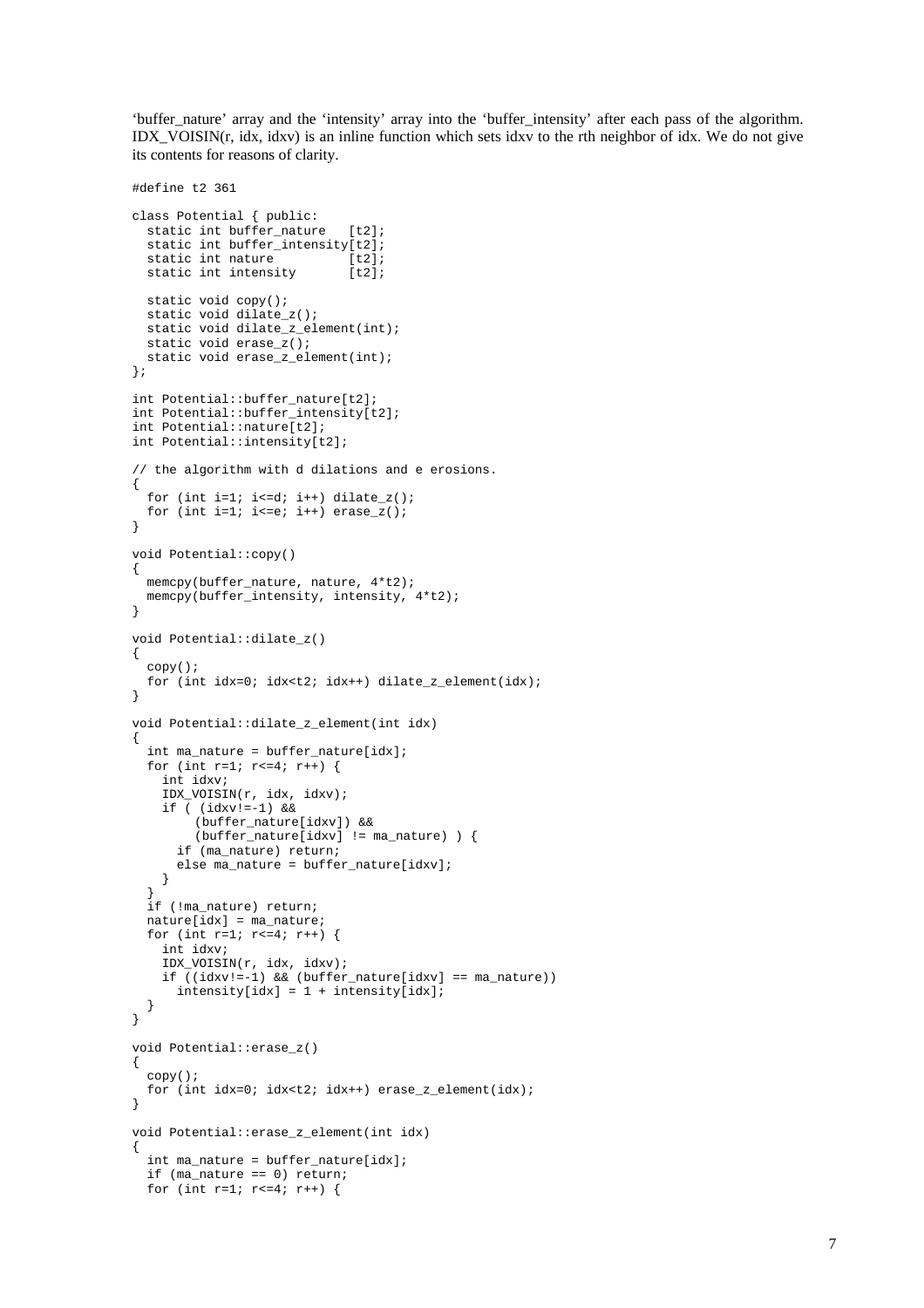'buffer_nature' array and the 'intensity' array into the 'buffer_intensity' after each pass of the algorithm. IDX_VOISIN(r, idx, idxv) is an inline function which sets idxv to the rth neighbor of idx. We do not give its contents for reasons of clarity.

```
#define t2 361

class Potential { public:
  static int buffer_nature   [t2];
  static int buffer_intensity[t2];
  static int nature          [t2];
  static int intensity       [t2];

  static void copy();
  static void dilate_z();
  static void dilate_z_element(int);
  static void erase_z();
  static void erase_z_element(int);
};

int Potential::buffer_nature[t2];
int Potential::buffer_intensity[t2];
int Potential::nature[t2];
int Potential::intensity[t2];

// the algorithm with d dilations and e erosions.
{
  for (int i=1; i<=d; i++) dilate_z();
  for (int i=1; i<=e; i++) erase_z();
}

void Potential::copy()
{
  memcpy(buffer_nature, nature, 4*t2);
  memcpy(buffer_intensity, intensity, 4*t2);
}

void Potential::dilate_z()
{
  copy();
  for (int idx=0; idx<t2; idx++) dilate_z_element(idx);
}

void Potential::dilate_z_element(int idx)
{
  int ma_nature = buffer_nature[idx];
  for (int r=1; r<=4; r++) {
    int idxv;
    IDX_VOISIN(r, idx, idxv);
    if ( (idxv!=-1) &&
        (buffer_nature[idxv]) &&
        (buffer_nature[idxv] != ma_nature) ) {
      if (ma_nature) return;
      else ma_nature = buffer_nature[idxv];
    }
  }
  if (!ma_nature) return;
  nature[idx] = ma_nature;
  for (int r=1; r<=4; r++) {
    int idxv;
    IDX_VOISIN(r, idx, idxv);
    if ((idxv!=-1) && (buffer_nature[idxv] == ma_nature))
      intensity[idx] = 1 + intensity[idx];
  }
}

void Potential::erase_z()
{
  copy();
  for (int idx=0; idx<t2; idx++) erase_z_element(idx);
}

void Potential::erase_z_element(int idx)
{
  int ma_nature = buffer_nature[idx];
  if (ma_nature == 0) return;
  for (int r=1; r<=4; r++) {
```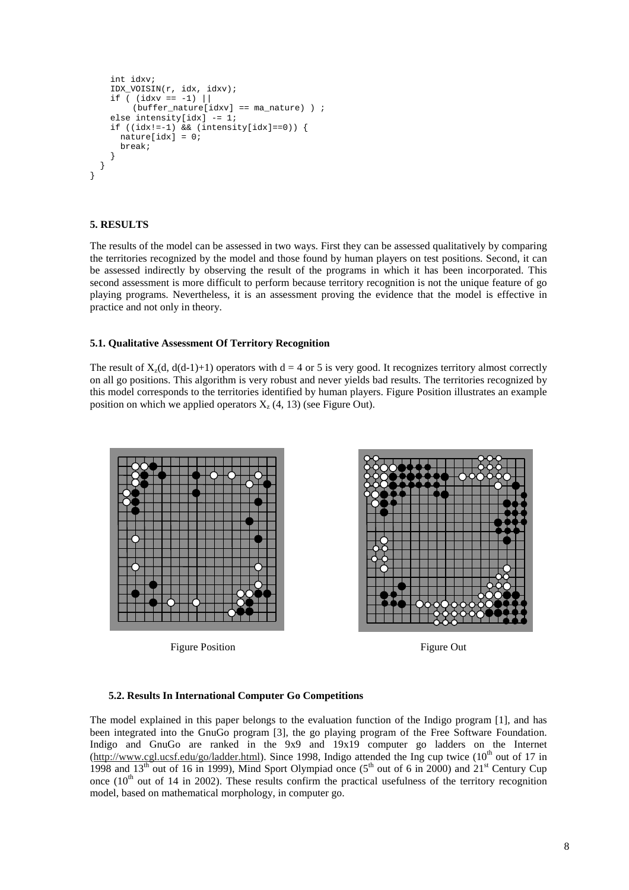```
    int idxv;
    IDX_VOISIN(r, idx, idxv);
    if ( (idxv == -1) ||
         (buffer_nature[idxv] == ma_nature) ) ;
    else intensity[idx] -= 1;
    if ((idx!=-1) && (intensity[idx]==0)) {
      nature[idx] = 0;
      break;
    }
  }
}
```

### 5. RESULTS

The results of the model can be assessed in two ways. First they can be assessed qualitatively by comparing the territories recognized by the model and those found by human players on test positions. Second, it can be assessed indirectly by observing the result of the programs in which it has been incorporated. This second assessment is more difficult to perform because territory recognition is not the unique feature of go playing programs. Nevertheless, it is an assessment proving the evidence that the model is effective in practice and not only in theory.

#### 5.1. Qualitative Assessment Of Territory Recognition

The result of $X_z(d, d(d-1)+1)$ operators with $d = 4$ or 5 is very good. It recognizes territory almost correctly on all go positions. This algorithm is very robust and never yields bad results. The territories recognized by this model corresponds to the territories identified by human players. Figure Position illustrates an example position on which we applied operators $X_z(4, 13)$ (see Figure Out).

Figure Position

Figure Out

#### 5.2. Results In International Computer Go Competitions

The model explained in this paper belongs to the evaluation function of the Indigo program [1], and has been integrated into the GnuGo program [3], the go playing program of the Free Software Foundation. Indigo and GnuGo are ranked in the 9x9 and 19x19 computer go ladders on the Internet (http://www.cgl.ucsf.edu/go/ladder.html). Since 1998, Indigo attended the Ing cup twice (10th out of 17 in 1998 and 13th out of 16 in 1999), Mind Sport Olympiad once (5th out of 6 in 2000) and 21st Century Cup once (10th out of 14 in 2002). These results confirm the practical usefulness of the territory recognition model, based on mathematical morphology, in computer go.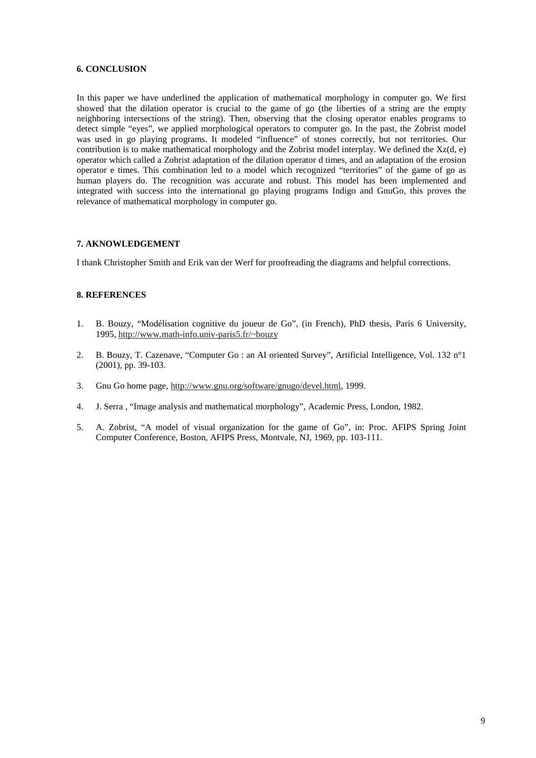## 6. CONCLUSION

In this paper we have underlined the application of mathematical morphology in computer go. We first showed that the dilation operator is crucial to the game of go (the liberties of a string are the empty neighboring intersections of the string). Then, observing that the closing operator enables programs to detect simple "eyes", we applied morphological operators to computer go. In the past, the Zobrist model was used in go playing programs. It modeled "influence" of stones correctly, but not territories. Our contribution is to make mathematical morphology and the Zobrist model interplay. We defined the Xz(d, e) operator which called a Zobrist adaptation of the dilation operator d times, and an adaptation of the erosion operator e times. This combination led to a model which recognized "territories" of the game of go as human players do. The recognition was accurate and robust. This model has been implemented and integrated with success into the international go playing programs Indigo and GnuGo, this proves the relevance of mathematical morphology in computer go.

## 7. AKNOWLEDGEMENT

I thank Christopher Smith and Erik van der Werf for proofreading the diagrams and helpful corrections.

## 8. REFERENCES

1. B. Bouzy, "Modélisation cognitive du joueur de Go", (in French), PhD thesis, Paris 6 University, 1995, http://www.math-info.univ-paris5.fr/~bouzy
2. B. Bouzy, T. Cazenave, "Computer Go : an AI oriented Survey", Artificial Intelligence, Vol. 132 n°1 (2001), pp. 39-103.
3. Gnu Go home page, http://www.gnu.org/software/gnugo/devel.html, 1999.
4. J. Serra , "Image analysis and mathematical morphology", Academic Press, London, 1982.
5. A. Zobrist, "A model of visual organization for the game of Go", in: Proc. AFIPS Spring Joint Computer Conference, Boston, AFIPS Press, Montvale, NJ, 1969, pp. 103-111.